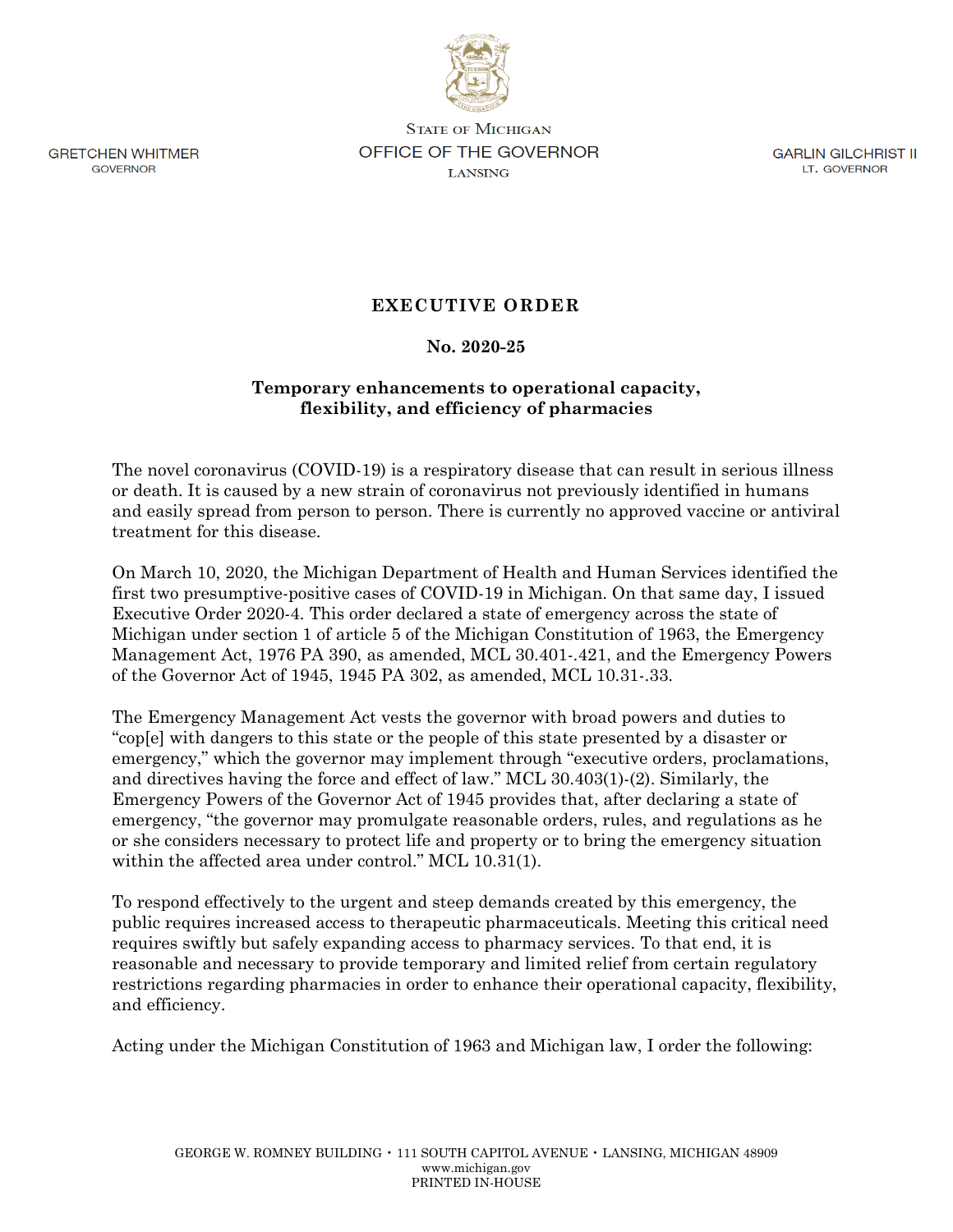GRETCHEN WHITMER
GOVERNOR

STATE OF MICHIGAN
OFFICE OF THE GOVERNOR
LANSING

GARLIN GILCHRIST II
LT. GOVERNOR

# EXECUTIVE ORDER

## No. 2020-25

### Temporary enhancements to operational capacity, flexibility, and efficiency of pharmacies

The novel coronavirus (COVID-19) is a respiratory disease that can result in serious illness or death. It is caused by a new strain of coronavirus not previously identified in humans and easily spread from person to person. There is currently no approved vaccine or antiviral treatment for this disease.

On March 10, 2020, the Michigan Department of Health and Human Services identified the first two presumptive-positive cases of COVID-19 in Michigan. On that same day, I issued Executive Order 2020-4. This order declared a state of emergency across the state of Michigan under section 1 of article 5 of the Michigan Constitution of 1963, the Emergency Management Act, 1976 PA 390, as amended, MCL 30.401-.421, and the Emergency Powers of the Governor Act of 1945, 1945 PA 302, as amended, MCL 10.31-.33.

The Emergency Management Act vests the governor with broad powers and duties to "cop[e] with dangers to this state or the people of this state presented by a disaster or emergency," which the governor may implement through "executive orders, proclamations, and directives having the force and effect of law." MCL 30.403(1)-(2). Similarly, the Emergency Powers of the Governor Act of 1945 provides that, after declaring a state of emergency, "the governor may promulgate reasonable orders, rules, and regulations as he or she considers necessary to protect life and property or to bring the emergency situation within the affected area under control." MCL 10.31(1).

To respond effectively to the urgent and steep demands created by this emergency, the public requires increased access to therapeutic pharmaceuticals. Meeting this critical need requires swiftly but safely expanding access to pharmacy services. To that end, it is reasonable and necessary to provide temporary and limited relief from certain regulatory restrictions regarding pharmacies in order to enhance their operational capacity, flexibility, and efficiency.

Acting under the Michigan Constitution of 1963 and Michigan law, I order the following: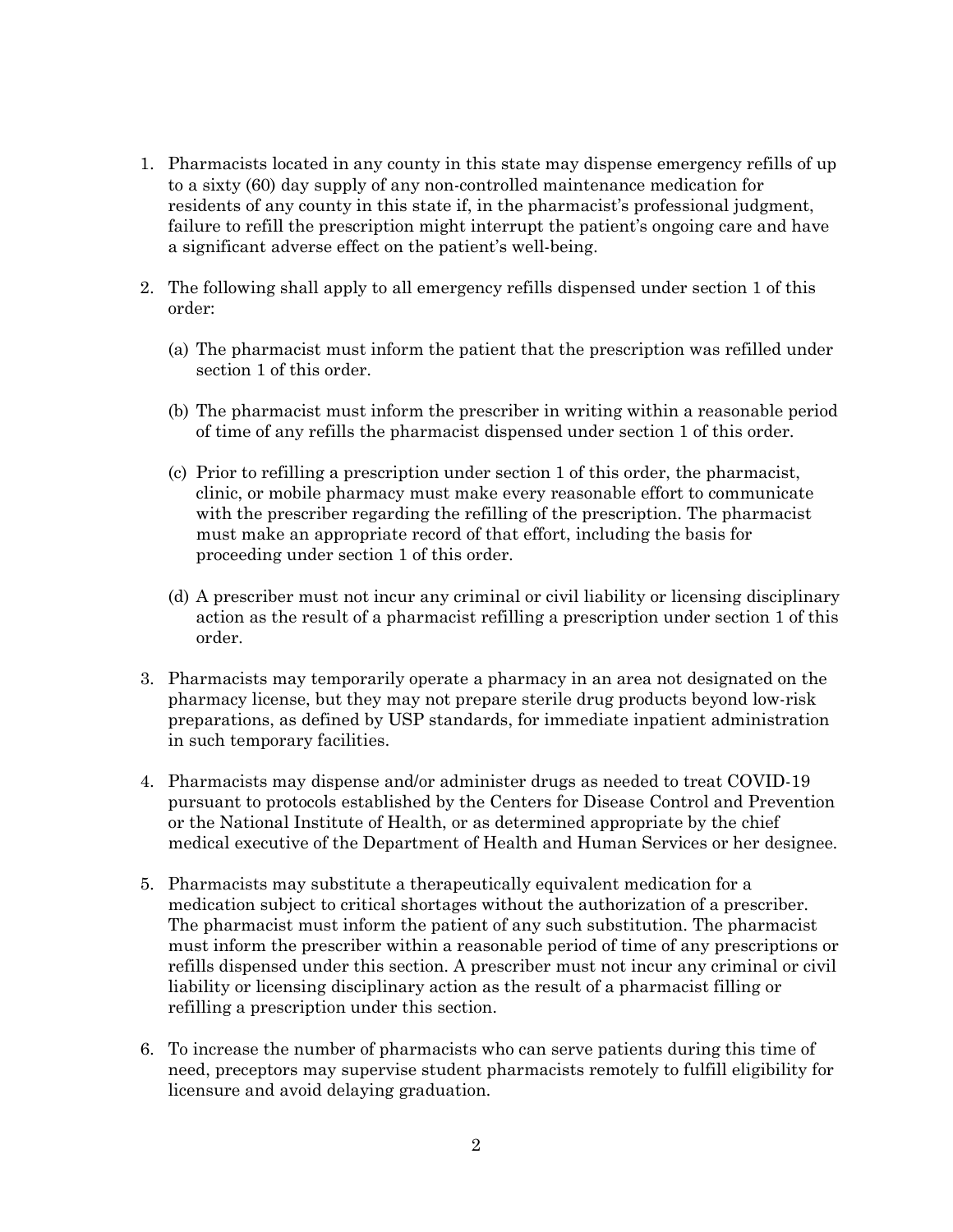1. Pharmacists located in any county in this state may dispense emergency refills of up to a sixty (60) day supply of any non-controlled maintenance medication for residents of any county in this state if, in the pharmacist's professional judgment, failure to refill the prescription might interrupt the patient's ongoing care and have a significant adverse effect on the patient's well-being.

2. The following shall apply to all emergency refills dispensed under section 1 of this order:

   (a) The pharmacist must inform the patient that the prescription was refilled under section 1 of this order.

   (b) The pharmacist must inform the prescriber in writing within a reasonable period of time of any refills the pharmacist dispensed under section 1 of this order.

   (c) Prior to refilling a prescription under section 1 of this order, the pharmacist, clinic, or mobile pharmacy must make every reasonable effort to communicate with the prescriber regarding the refilling of the prescription. The pharmacist must make an appropriate record of that effort, including the basis for proceeding under section 1 of this order.

   (d) A prescriber must not incur any criminal or civil liability or licensing disciplinary action as the result of a pharmacist refilling a prescription under section 1 of this order.

3. Pharmacists may temporarily operate a pharmacy in an area not designated on the pharmacy license, but they may not prepare sterile drug products beyond low-risk preparations, as defined by USP standards, for immediate inpatient administration in such temporary facilities.

4. Pharmacists may dispense and/or administer drugs as needed to treat COVID-19 pursuant to protocols established by the Centers for Disease Control and Prevention or the National Institute of Health, or as determined appropriate by the chief medical executive of the Department of Health and Human Services or her designee.

5. Pharmacists may substitute a therapeutically equivalent medication for a medication subject to critical shortages without the authorization of a prescriber. The pharmacist must inform the patient of any such substitution. The pharmacist must inform the prescriber within a reasonable period of time of any prescriptions or refills dispensed under this section. A prescriber must not incur any criminal or civil liability or licensing disciplinary action as the result of a pharmacist filling or refilling a prescription under this section.

6. To increase the number of pharmacists who can serve patients during this time of need, preceptors may supervise student pharmacists remotely to fulfill eligibility for licensure and avoid delaying graduation.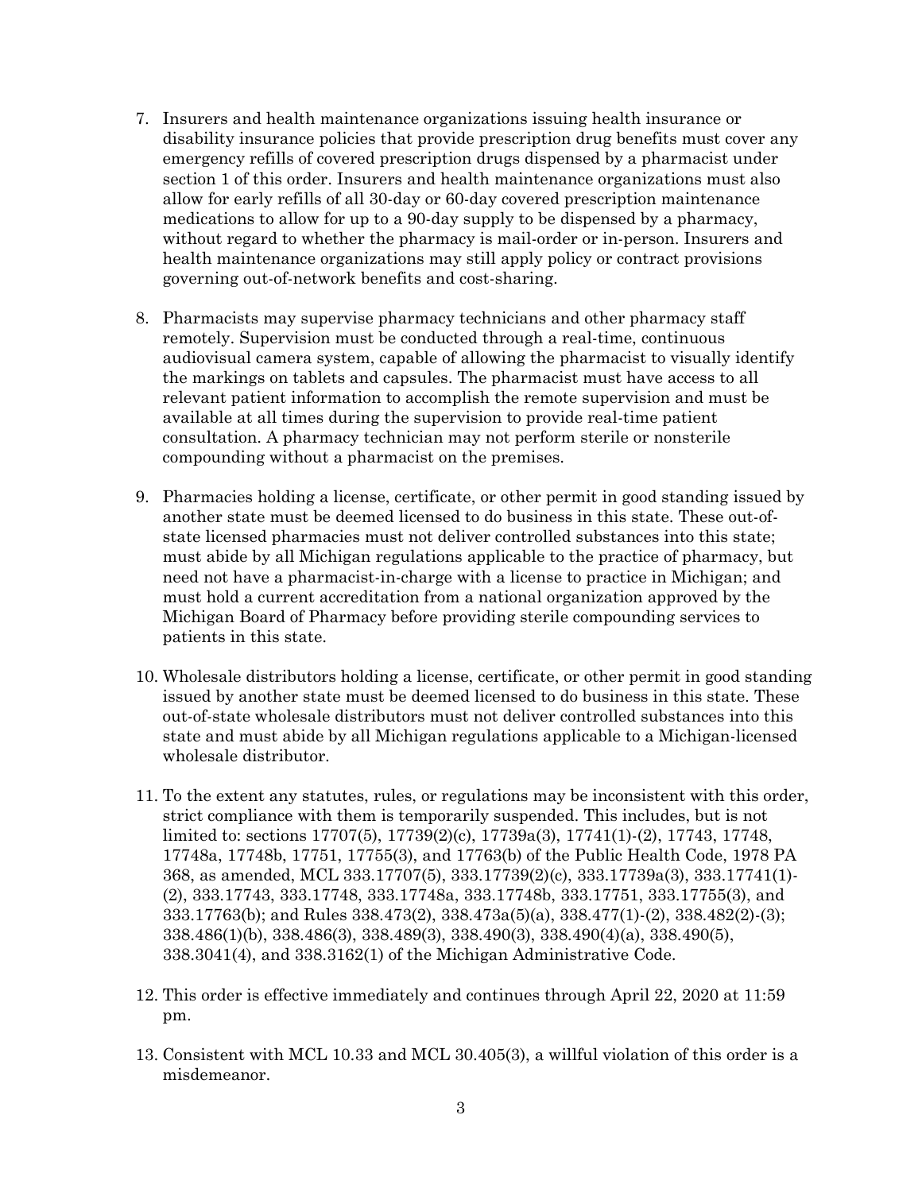7. Insurers and health maintenance organizations issuing health insurance or disability insurance policies that provide prescription drug benefits must cover any emergency refills of covered prescription drugs dispensed by a pharmacist under section 1 of this order. Insurers and health maintenance organizations must also allow for early refills of all 30-day or 60-day covered prescription maintenance medications to allow for up to a 90-day supply to be dispensed by a pharmacy, without regard to whether the pharmacy is mail-order or in-person. Insurers and health maintenance organizations may still apply policy or contract provisions governing out-of-network benefits and cost-sharing.

8. Pharmacists may supervise pharmacy technicians and other pharmacy staff remotely. Supervision must be conducted through a real-time, continuous audiovisual camera system, capable of allowing the pharmacist to visually identify the markings on tablets and capsules. The pharmacist must have access to all relevant patient information to accomplish the remote supervision and must be available at all times during the supervision to provide real-time patient consultation. A pharmacy technician may not perform sterile or nonsterile compounding without a pharmacist on the premises.

9. Pharmacies holding a license, certificate, or other permit in good standing issued by another state must be deemed licensed to do business in this state. These out-of-state licensed pharmacies must not deliver controlled substances into this state; must abide by all Michigan regulations applicable to the practice of pharmacy, but need not have a pharmacist-in-charge with a license to practice in Michigan; and must hold a current accreditation from a national organization approved by the Michigan Board of Pharmacy before providing sterile compounding services to patients in this state.

10. Wholesale distributors holding a license, certificate, or other permit in good standing issued by another state must be deemed licensed to do business in this state. These out-of-state wholesale distributors must not deliver controlled substances into this state and must abide by all Michigan regulations applicable to a Michigan-licensed wholesale distributor.

11. To the extent any statutes, rules, or regulations may be inconsistent with this order, strict compliance with them is temporarily suspended. This includes, but is not limited to: sections 17707(5), 17739(2)(c), 17739a(3), 17741(1)-(2), 17743, 17748, 17748a, 17748b, 17751, 17755(3), and 17763(b) of the Public Health Code, 1978 PA 368, as amended, MCL 333.17707(5), 333.17739(2)(c), 333.17739a(3), 333.17741(1)-(2), 333.17743, 333.17748, 333.17748a, 333.17748b, 333.17751, 333.17755(3), and 333.17763(b); and Rules 338.473(2), 338.473a(5)(a), 338.477(1)-(2), 338.482(2)-(3); 338.486(1)(b), 338.486(3), 338.489(3), 338.490(3), 338.490(4)(a), 338.490(5), 338.3041(4), and 338.3162(1) of the Michigan Administrative Code.

12. This order is effective immediately and continues through April 22, 2020 at 11:59 pm.

13. Consistent with MCL 10.33 and MCL 30.405(3), a willful violation of this order is a misdemeanor.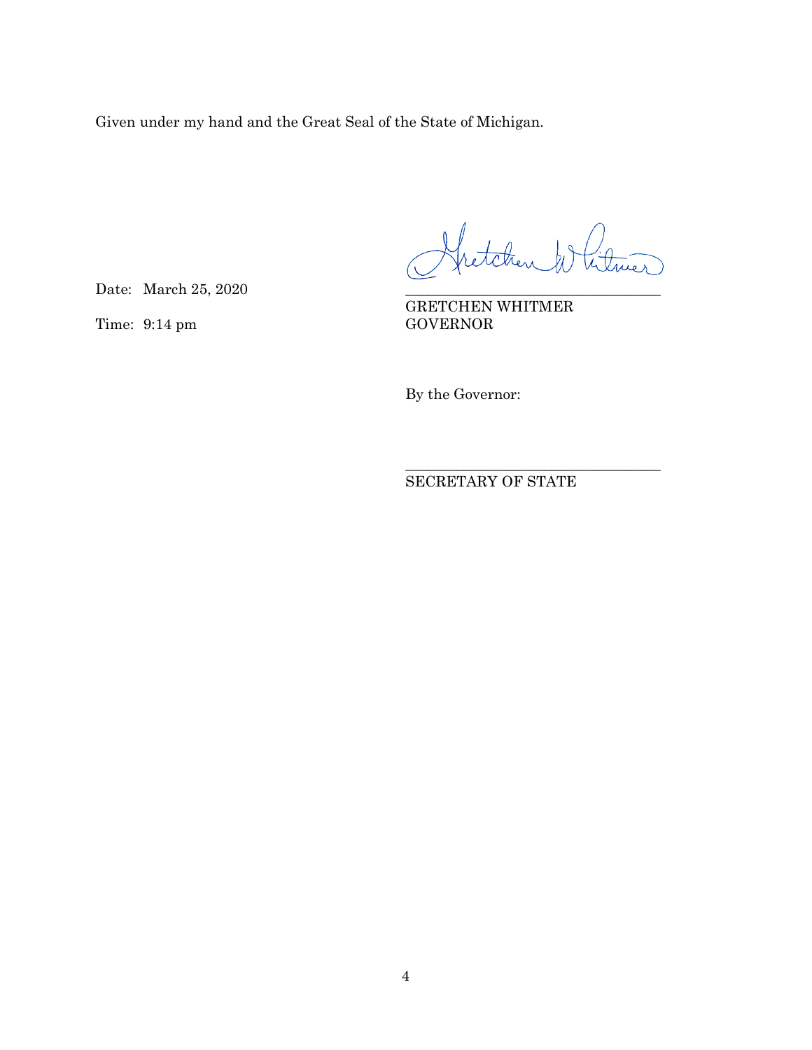Given under my hand and the Great Seal of the State of Michigan.

Date: March 25, 2020

Time: 9:14 pm

GRETCHEN WHITMER
GOVERNOR

By the Governor:

SECRETARY OF STATE